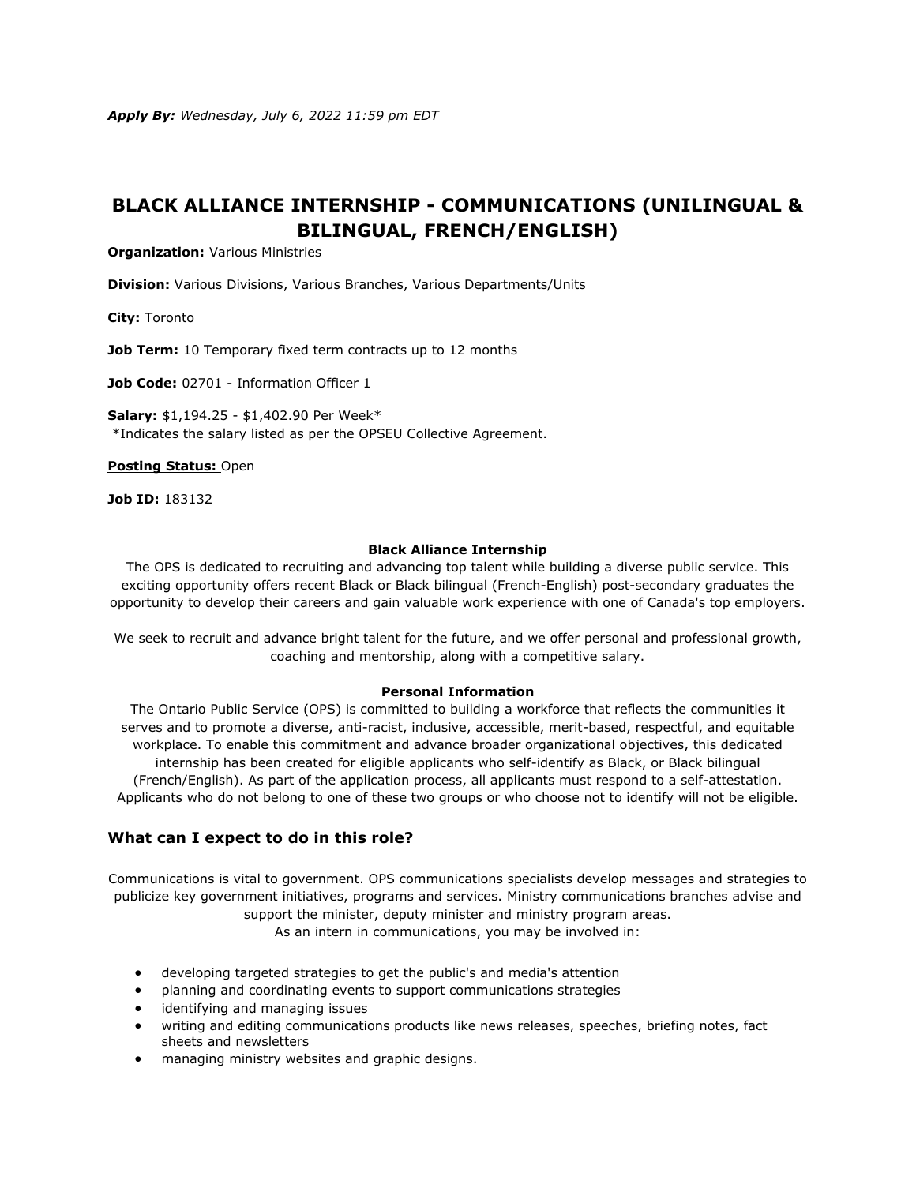***Apply By:*** *Wednesday, July 6, 2022 11:59 pm EDT*

# BLACK ALLIANCE INTERNSHIP - COMMUNICATIONS (UNILINGUAL & BILINGUAL, FRENCH/ENGLISH)

**Organization:** Various Ministries

**Division:** Various Divisions, Various Branches, Various Departments/Units

**City:** Toronto

**Job Term:** 10 Temporary fixed term contracts up to 12 months

**Job Code:** 02701 - Information Officer 1

**Salary:** $1,194.25 - $1,402.90 Per Week*
*Indicates the salary listed as per the OPSEU Collective Agreement.

**Posting Status:** Open

**Job ID:** 183132

**Black Alliance Internship**

The OPS is dedicated to recruiting and advancing top talent while building a diverse public service. This exciting opportunity offers recent Black or Black bilingual (French-English) post-secondary graduates the opportunity to develop their careers and gain valuable work experience with one of Canada's top employers.

We seek to recruit and advance bright talent for the future, and we offer personal and professional growth, coaching and mentorship, along with a competitive salary.

**Personal Information**

The Ontario Public Service (OPS) is committed to building a workforce that reflects the communities it serves and to promote a diverse, anti-racist, inclusive, accessible, merit-based, respectful, and equitable workplace. To enable this commitment and advance broader organizational objectives, this dedicated internship has been created for eligible applicants who self-identify as Black, or Black bilingual (French/English). As part of the application process, all applicants must respond to a self-attestation. Applicants who do not belong to one of these two groups or who choose not to identify will not be eligible.

## What can I expect to do in this role?

Communications is vital to government. OPS communications specialists develop messages and strategies to publicize key government initiatives, programs and services. Ministry communications branches advise and support the minister, deputy minister and ministry program areas.
As an intern in communications, you may be involved in:

- developing targeted strategies to get the public's and media's attention
- planning and coordinating events to support communications strategies
- identifying and managing issues
- writing and editing communications products like news releases, speeches, briefing notes, fact sheets and newsletters
- managing ministry websites and graphic designs.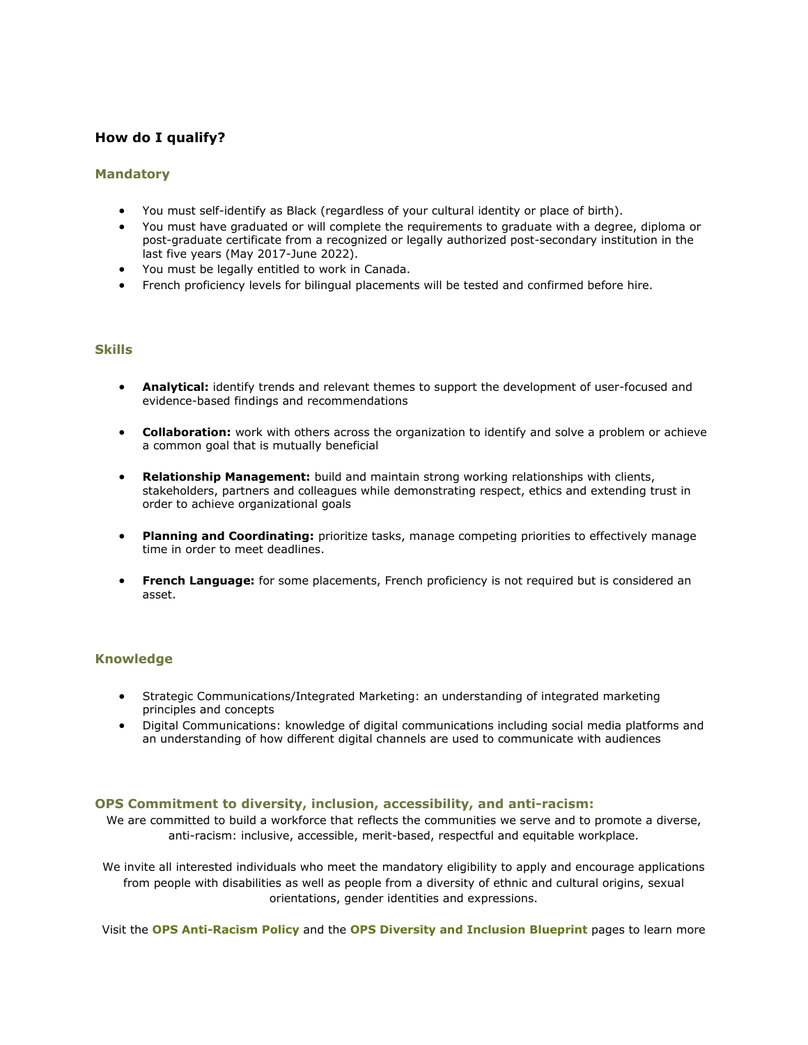## How do I qualify?

### Mandatory

- You must self-identify as Black (regardless of your cultural identity or place of birth).
- You must have graduated or will complete the requirements to graduate with a degree, diploma or post-graduate certificate from a recognized or legally authorized post-secondary institution in the last five years (May 2017-June 2022).
- You must be legally entitled to work in Canada.
- French proficiency levels for bilingual placements will be tested and confirmed before hire.

### Skills

- **Analytical:** identify trends and relevant themes to support the development of user-focused and evidence-based findings and recommendations
- **Collaboration:** work with others across the organization to identify and solve a problem or achieve a common goal that is mutually beneficial
- **Relationship Management:** build and maintain strong working relationships with clients, stakeholders, partners and colleagues while demonstrating respect, ethics and extending trust in order to achieve organizational goals
- **Planning and Coordinating:** prioritize tasks, manage competing priorities to effectively manage time in order to meet deadlines.
- **French Language:** for some placements, French proficiency is not required but is considered an asset.

### Knowledge

- Strategic Communications/Integrated Marketing: an understanding of integrated marketing principles and concepts
- Digital Communications: knowledge of digital communications including social media platforms and an understanding of how different digital channels are used to communicate with audiences

### OPS Commitment to diversity, inclusion, accessibility, and anti-racism:

We are committed to build a workforce that reflects the communities we serve and to promote a diverse, anti-racism: inclusive, accessible, merit-based, respectful and equitable workplace.

We invite all interested individuals who meet the mandatory eligibility to apply and encourage applications from people with disabilities as well as people from a diversity of ethnic and cultural origins, sexual orientations, gender identities and expressions.

Visit the **OPS Anti-Racism Policy** and the **OPS Diversity and Inclusion Blueprint** pages to learn more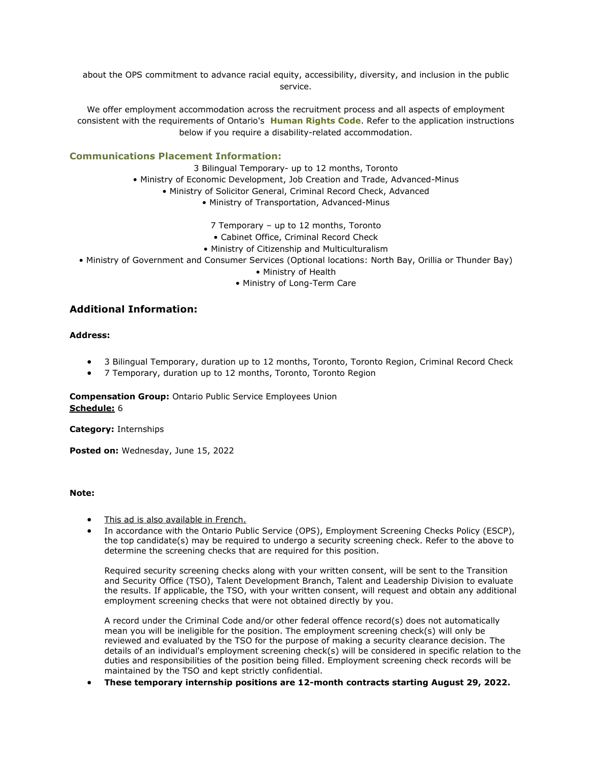about the OPS commitment to advance racial equity, accessibility, diversity, and inclusion in the public service.

We offer employment accommodation across the recruitment process and all aspects of employment consistent with the requirements of Ontario's **Human Rights Code**. Refer to the application instructions below if you require a disability-related accommodation.

### Communications Placement Information:

3 Bilingual Temporary- up to 12 months, Toronto

- Ministry of Economic Development, Job Creation and Trade, Advanced-Minus
- Ministry of Solicitor General, Criminal Record Check, Advanced
- Ministry of Transportation, Advanced-Minus

7 Temporary – up to 12 months, Toronto

- Cabinet Office, Criminal Record Check
- Ministry of Citizenship and Multiculturalism
- Ministry of Government and Consumer Services (Optional locations: North Bay, Orillia or Thunder Bay)
- Ministry of Health
- Ministry of Long-Term Care

## Additional Information:

**Address:**

- 3 Bilingual Temporary, duration up to 12 months, Toronto, Toronto Region, Criminal Record Check
- 7 Temporary, duration up to 12 months, Toronto, Toronto Region

**Compensation Group:** Ontario Public Service Employees Union
**Schedule:** 6

**Category:** Internships

**Posted on:** Wednesday, June 15, 2022

**Note:**

- This ad is also available in French.
- In accordance with the Ontario Public Service (OPS), Employment Screening Checks Policy (ESCP), the top candidate(s) may be required to undergo a security screening check. Refer to the above to determine the screening checks that are required for this position.

  Required security screening checks along with your written consent, will be sent to the Transition and Security Office (TSO), Talent Development Branch, Talent and Leadership Division to evaluate the results. If applicable, the TSO, with your written consent, will request and obtain any additional employment screening checks that were not obtained directly by you.

  A record under the Criminal Code and/or other federal offence record(s) does not automatically mean you will be ineligible for the position. The employment screening check(s) will only be reviewed and evaluated by the TSO for the purpose of making a security clearance decision. The details of an individual's employment screening check(s) will be considered in specific relation to the duties and responsibilities of the position being filled. Employment screening check records will be maintained by the TSO and kept strictly confidential.
- **These temporary internship positions are 12-month contracts starting August 29, 2022.**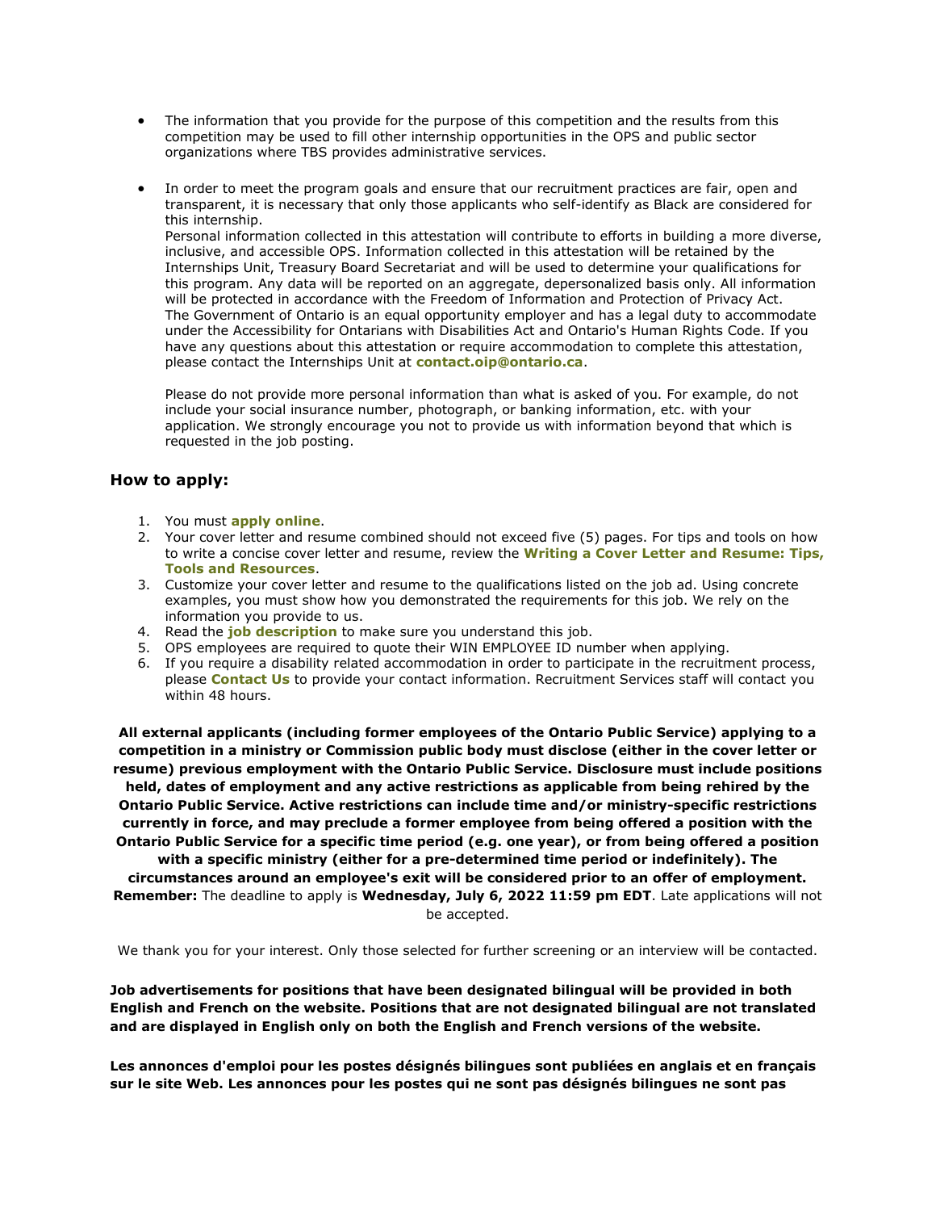- The information that you provide for the purpose of this competition and the results from this competition may be used to fill other internship opportunities in the OPS and public sector organizations where TBS provides administrative services.

- In order to meet the program goals and ensure that our recruitment practices are fair, open and transparent, it is necessary that only those applicants who self-identify as Black are considered for this internship.
  Personal information collected in this attestation will contribute to efforts in building a more diverse, inclusive, and accessible OPS. Information collected in this attestation will be retained by the Internships Unit, Treasury Board Secretariat and will be used to determine your qualifications for this program. Any data will be reported on an aggregate, depersonalized basis only. All information will be protected in accordance with the Freedom of Information and Protection of Privacy Act.
  The Government of Ontario is an equal opportunity employer and has a legal duty to accommodate under the Accessibility for Ontarians with Disabilities Act and Ontario's Human Rights Code. If you have any questions about this attestation or require accommodation to complete this attestation, please contact the Internships Unit at **contact.oip@ontario.ca**.

  Please do not provide more personal information than what is asked of you. For example, do not include your social insurance number, photograph, or banking information, etc. with your application. We strongly encourage you not to provide us with information beyond that which is requested in the job posting.

### How to apply:

1. You must **apply online**.
2. Your cover letter and resume combined should not exceed five (5) pages. For tips and tools on how to write a concise cover letter and resume, review the **Writing a Cover Letter and Resume: Tips, Tools and Resources**.
3. Customize your cover letter and resume to the qualifications listed on the job ad. Using concrete examples, you must show how you demonstrated the requirements for this job. We rely on the information you provide to us.
4. Read the **job description** to make sure you understand this job.
5. OPS employees are required to quote their WIN EMPLOYEE ID number when applying.
6. If you require a disability related accommodation in order to participate in the recruitment process, please **Contact Us** to provide your contact information. Recruitment Services staff will contact you within 48 hours.

**All external applicants (including former employees of the Ontario Public Service) applying to a competition in a ministry or Commission public body must disclose (either in the cover letter or resume) previous employment with the Ontario Public Service. Disclosure must include positions held, dates of employment and any active restrictions as applicable from being rehired by the Ontario Public Service. Active restrictions can include time and/or ministry-specific restrictions currently in force, and may preclude a former employee from being offered a position with the Ontario Public Service for a specific time period (e.g. one year), or from being offered a position with a specific ministry (either for a pre-determined time period or indefinitely). The circumstances around an employee's exit will be considered prior to an offer of employment.**
**Remember:** The deadline to apply is **Wednesday, July 6, 2022 11:59 pm EDT**. Late applications will not be accepted.

We thank you for your interest. Only those selected for further screening or an interview will be contacted.

**Job advertisements for positions that have been designated bilingual will be provided in both English and French on the website. Positions that are not designated bilingual are not translated and are displayed in English only on both the English and French versions of the website.**

**Les annonces d'emploi pour les postes désignés bilingues sont publiées en anglais et en français sur le site Web. Les annonces pour les postes qui ne sont pas désignés bilingues ne sont pas**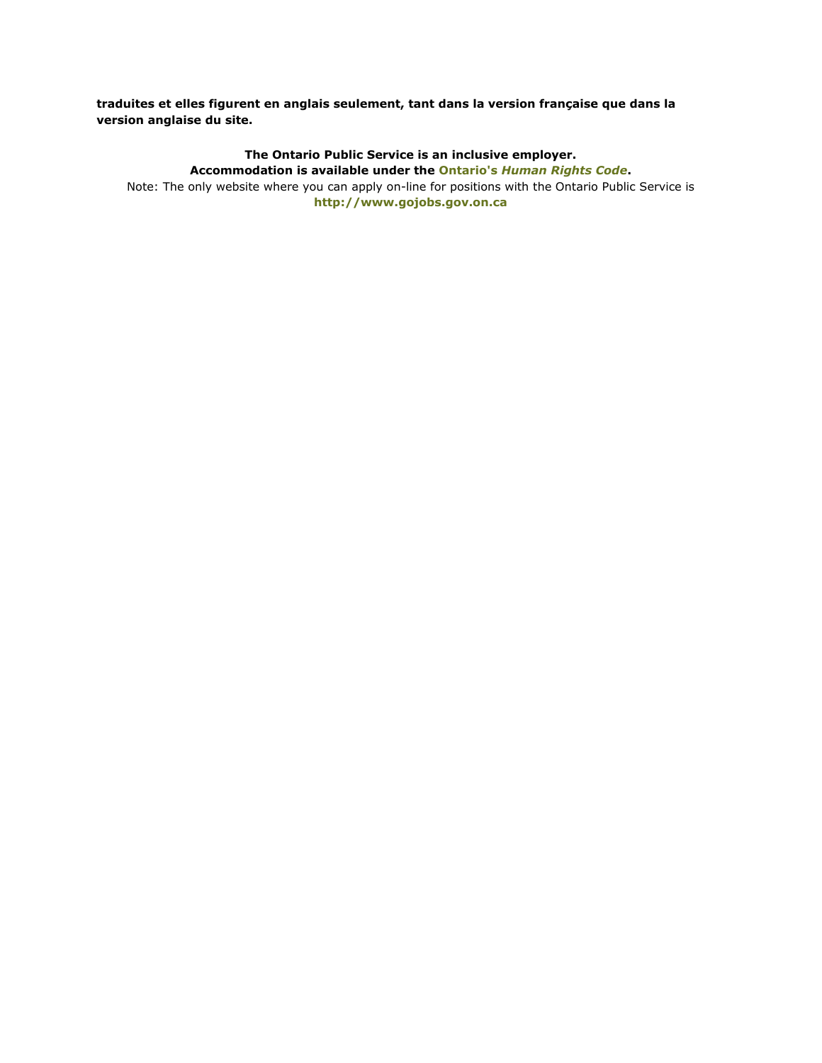**traduites et elles figurent en anglais seulement, tant dans la version française que dans la version anglaise du site.**

**The Ontario Public Service is an inclusive employer.**
**Accommodation is available under the Ontario's *Human Rights Code*.**
Note: The only website where you can apply on-line for positions with the Ontario Public Service is **http://www.gojobs.gov.on.ca**